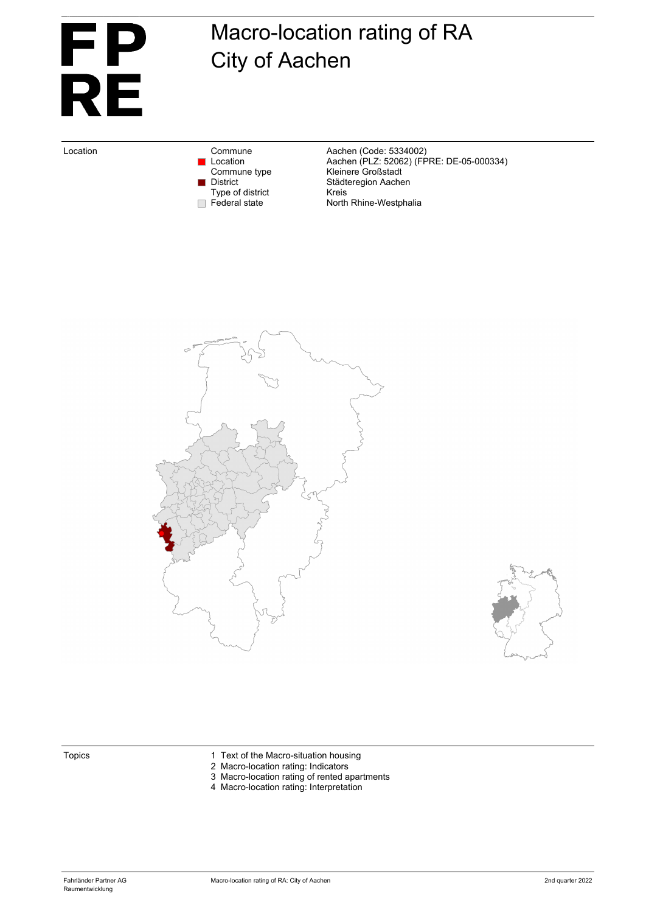# FP RE

# Macro-location rating of RA City of Aachen

| Location | | |
|---|---|---|
| | Commune | Aachen (Code: 5334002) |
| | Location | Aachen (PLZ: 52062) (FPRE: DE-05-000334) |
| | Commune type | Kleinere Großstadt |
| | District | Städteregion Aachen |
| | Type of district | Kreis |
| | Federal state | North Rhine-Westphalia |

Topics

1 Text of the Macro-situation housing
2 Macro-location rating: Indicators
3 Macro-location rating of rented apartments
4 Macro-location rating: Interpretation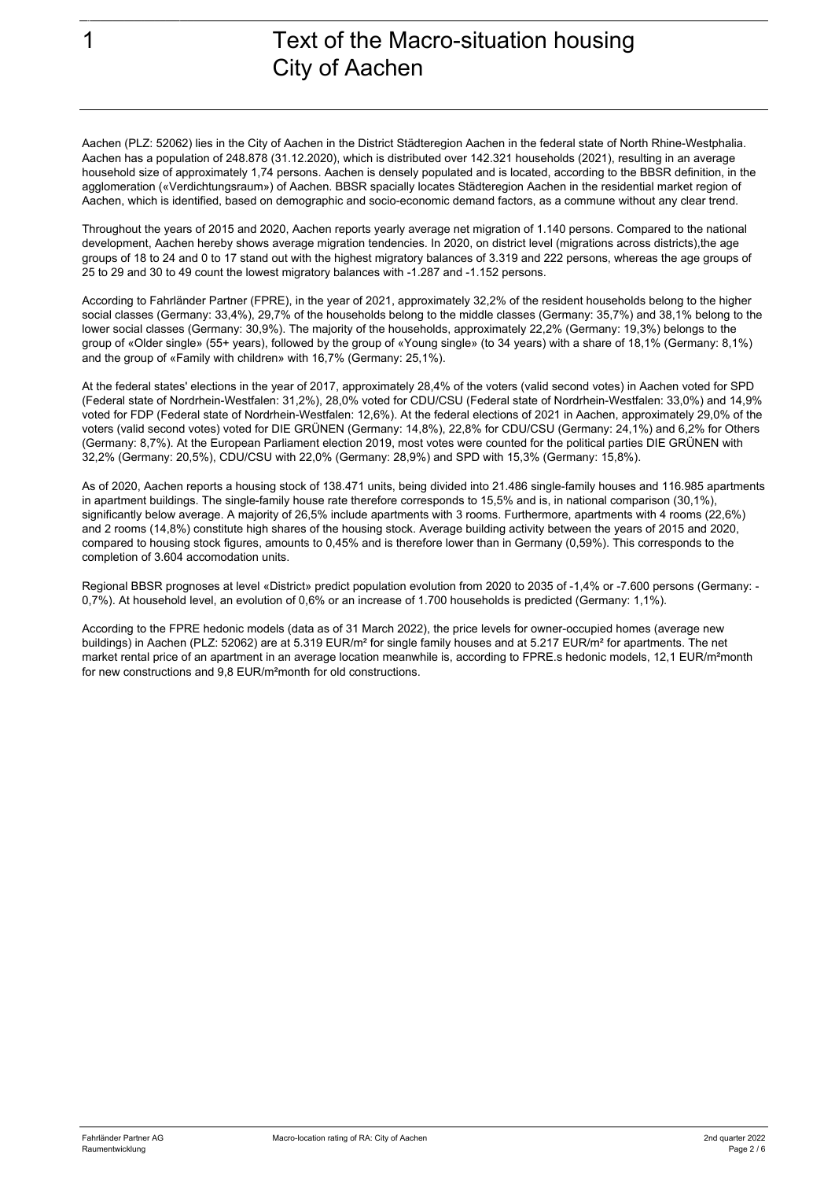# 1 Text of the Macro-situation housing City of Aachen

Aachen (PLZ: 52062) lies in the City of Aachen in the District Städteregion Aachen in the federal state of North Rhine-Westphalia. Aachen has a population of 248.878 (31.12.2020), which is distributed over 142.321 households (2021), resulting in an average household size of approximately 1,74 persons. Aachen is densely populated and is located, according to the BBSR definition, in the agglomeration («Verdichtungsraum») of Aachen. BBSR spacially locates Städteregion Aachen in the residential market region of Aachen, which is identified, based on demographic and socio-economic demand factors, as a commune without any clear trend.

Throughout the years of 2015 and 2020, Aachen reports yearly average net migration of 1.140 persons. Compared to the national development, Aachen hereby shows average migration tendencies. In 2020, on district level (migrations across districts),the age groups of 18 to 24 and 0 to 17 stand out with the highest migratory balances of 3.319 and 222 persons, whereas the age groups of 25 to 29 and 30 to 49 count the lowest migratory balances with -1.287 and -1.152 persons.

According to Fahrländer Partner (FPRE), in the year of 2021, approximately 32,2% of the resident households belong to the higher social classes (Germany: 33,4%), 29,7% of the households belong to the middle classes (Germany: 35,7%) and 38,1% belong to the lower social classes (Germany: 30,9%). The majority of the households, approximately 22,2% (Germany: 19,3%) belongs to the group of «Older single» (55+ years), followed by the group of «Young single» (to 34 years) with a share of 18,1% (Germany: 8,1%) and the group of «Family with children» with 16,7% (Germany: 25,1%).

At the federal states' elections in the year of 2017, approximately 28,4% of the voters (valid second votes) in Aachen voted for SPD (Federal state of Nordrhein-Westfalen: 31,2%), 28,0% voted for CDU/CSU (Federal state of Nordrhein-Westfalen: 33,0%) and 14,9% voted for FDP (Federal state of Nordrhein-Westfalen: 12,6%). At the federal elections of 2021 in Aachen, approximately 29,0% of the voters (valid second votes) voted for DIE GRÜNEN (Germany: 14,8%), 22,8% for CDU/CSU (Germany: 24,1%) and 6,2% for Others (Germany: 8,7%). At the European Parliament election 2019, most votes were counted for the political parties DIE GRÜNEN with 32,2% (Germany: 20,5%), CDU/CSU with 22,0% (Germany: 28,9%) and SPD with 15,3% (Germany: 15,8%).

As of 2020, Aachen reports a housing stock of 138.471 units, being divided into 21.486 single-family houses and 116.985 apartments in apartment buildings. The single-family house rate therefore corresponds to 15,5% and is, in national comparison (30,1%), significantly below average. A majority of 26,5% include apartments with 3 rooms. Furthermore, apartments with 4 rooms (22,6%) and 2 rooms (14,8%) constitute high shares of the housing stock. Average building activity between the years of 2015 and 2020, compared to housing stock figures, amounts to 0,45% and is therefore lower than in Germany (0,59%). This corresponds to the completion of 3.604 accomodation units.

Regional BBSR prognoses at level «District» predict population evolution from 2020 to 2035 of -1,4% or -7.600 persons (Germany: -0,7%). At household level, an evolution of 0,6% or an increase of 1.700 households is predicted (Germany: 1,1%).

According to the FPRE hedonic models (data as of 31 March 2022), the price levels for owner-occupied homes (average new buildings) in Aachen (PLZ: 52062) are at 5.319 EUR/m² for single family houses and at 5.217 EUR/m² for apartments. The net market rental price of an apartment in an average location meanwhile is, according to FPRE.s hedonic models, 12,1 EUR/m²month for new constructions and 9,8 EUR/m²month for old constructions.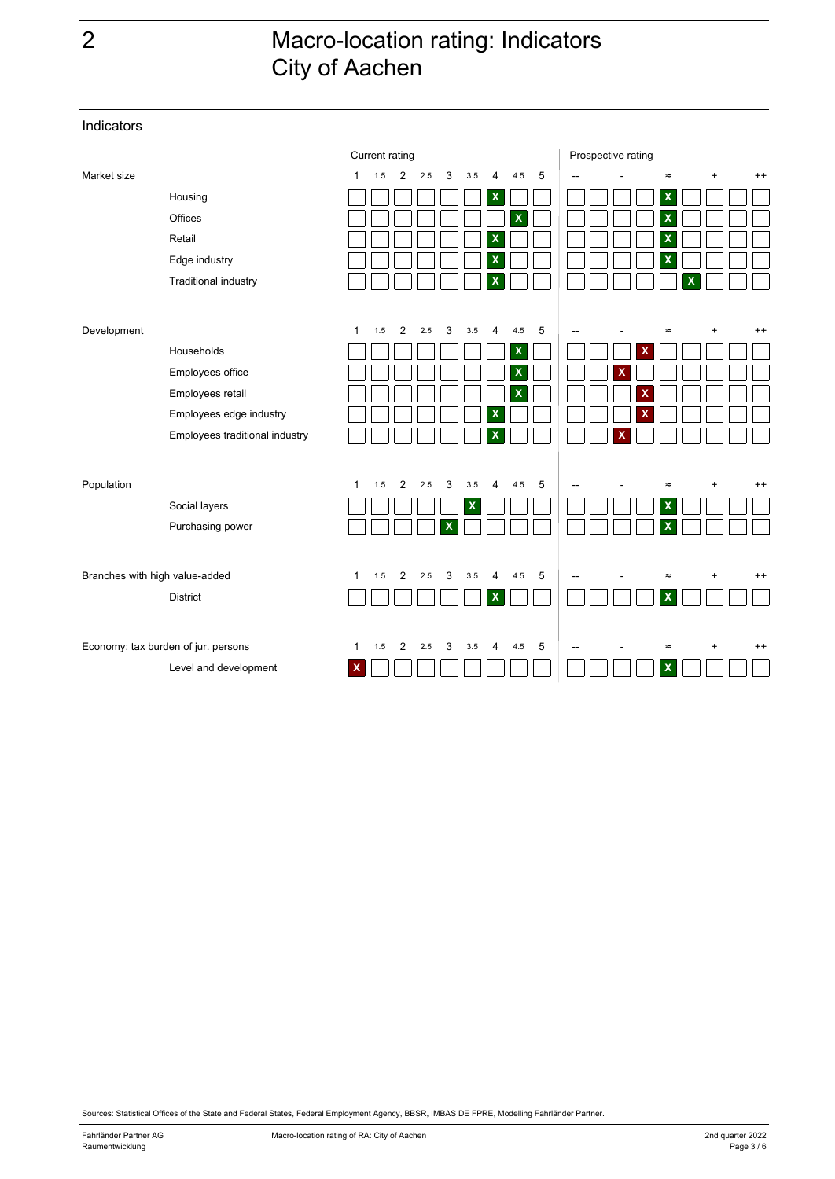# 2 Macro-location rating: Indicators City of Aachen

## Indicators

| Market size | Current rating: 1 | 1.5 | 2 | 2.5 | 3 | 3.5 | 4 | 4.5 | 5 | Prospective rating: -- | | - | | ≈ | | + | | ++ |
|---|---|---|---|---|---|---|---|---|---|---|---|---|---|---|---|---|---|---|
| Housing | | | | | | | X | | | | | | | X | | | | |
| Offices | | | | | | | | X | | | | | | X | | | | |
| Retail | | | | | | | X | | | | | | | X | | | | |
| Edge industry | | | | | | | X | | | | | | | X | | | | |
| Traditional industry | | | | | | | X | | | | | | | | X | | | |

| Development | 1 | 1.5 | 2 | 2.5 | 3 | 3.5 | 4 | 4.5 | 5 | -- | | - | | ≈ | | + | | ++ |
|---|---|---|---|---|---|---|---|---|---|---|---|---|---|---|---|---|---|---|
| Households | | | | | | | | X | | | | | X | | | | | |
| Employees office | | | | | | | | X | | | | X | | | | | | |
| Employees retail | | | | | | | | X | | | | | X | | | | | |
| Employees edge industry | | | | | | | X | | | | | | X | | | | | |
| Employees traditional industry | | | | | | | X | | | | | X | | | | | | |

| Population | 1 | 1.5 | 2 | 2.5 | 3 | 3.5 | 4 | 4.5 | 5 | -- | | - | | ≈ | | + | | ++ |
|---|---|---|---|---|---|---|---|---|---|---|---|---|---|---|---|---|---|---|
| Social layers | | | | | | X | | | | | | | | X | | | | |
| Purchasing power | | | | | X | | | | | | | | | X | | | | |

| Branches with high value-added | 1 | 1.5 | 2 | 2.5 | 3 | 3.5 | 4 | 4.5 | 5 | -- | | - | | ≈ | | + | | ++ |
|---|---|---|---|---|---|---|---|---|---|---|---|---|---|---|---|---|---|---|
| District | | | | | | | X | | | | | | | X | | | | |

| Economy: tax burden of jur. persons | 1 | 1.5 | 2 | 2.5 | 3 | 3.5 | 4 | 4.5 | 5 | -- | | - | | ≈ | | + | | ++ |
|---|---|---|---|---|---|---|---|---|---|---|---|---|---|---|---|---|---|---|
| Level and development | X | | | | | | | | | | | | | X | | | | |

Sources: Statistical Offices of the State and Federal States, Federal Employment Agency, BBSR, IMBAS DE FPRE, Modelling Fahrländer Partner.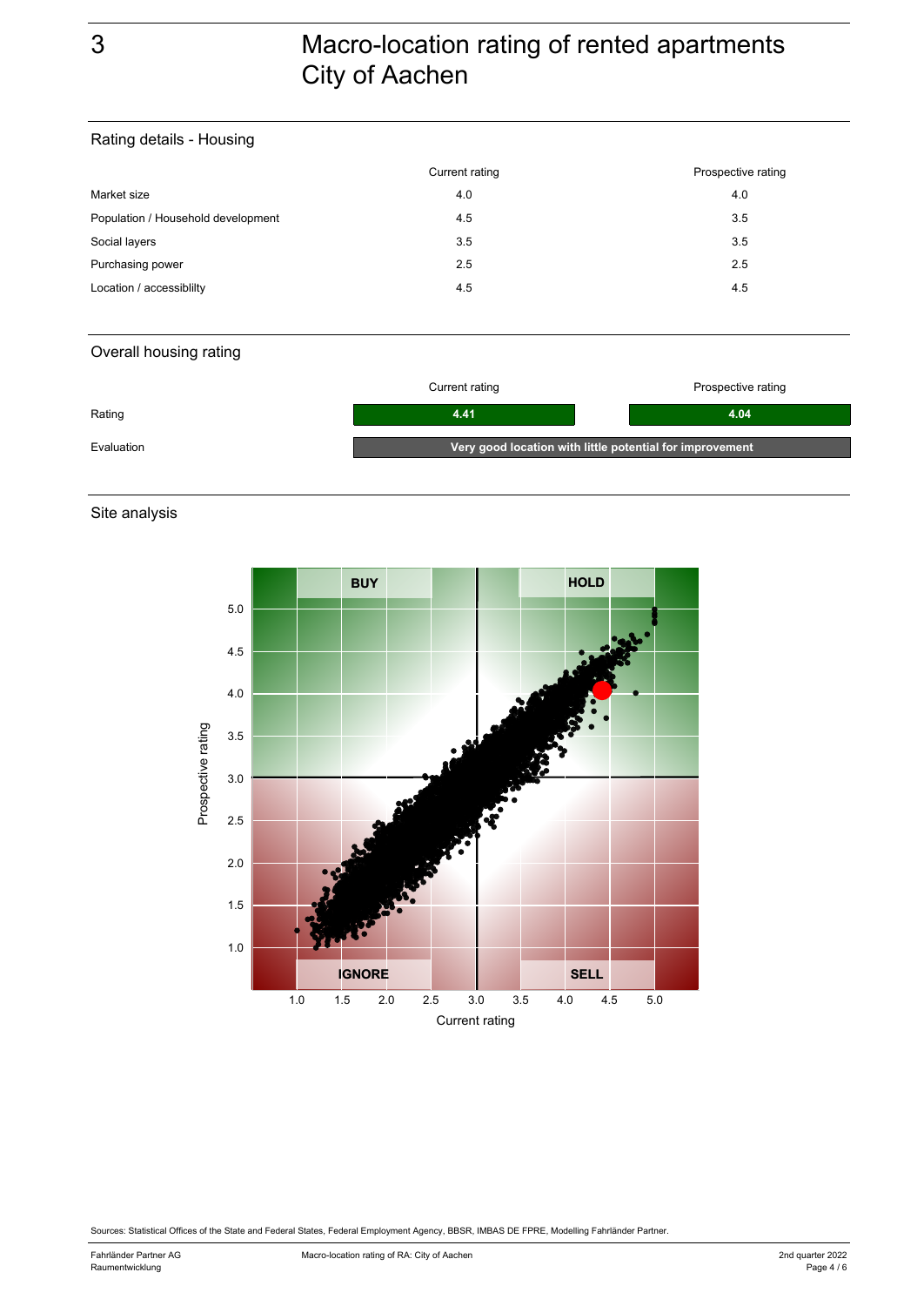# 3 Macro-location rating of rented apartments City of Aachen

## Rating details - Housing

| | Current rating | Prospective rating |
|---|---|---|
| Market size | 4.0 | 4.0 |
| Population / Household development | 4.5 | 3.5 |
| Social layers | 3.5 | 3.5 |
| Purchasing power | 2.5 | 2.5 |
| Location / accessiblilty | 4.5 | 4.5 |

## Overall housing rating

| | Current rating | Prospective rating |
|---|---|---|
| Rating | **4.41** | **4.04** |
| Evaluation | **Very good location with little potential for improvement** | |

## Site analysis

Sources: Statistical Offices of the State and Federal States, Federal Employment Agency, BBSR, IMBAS DE FPRE, Modelling Fahrländer Partner.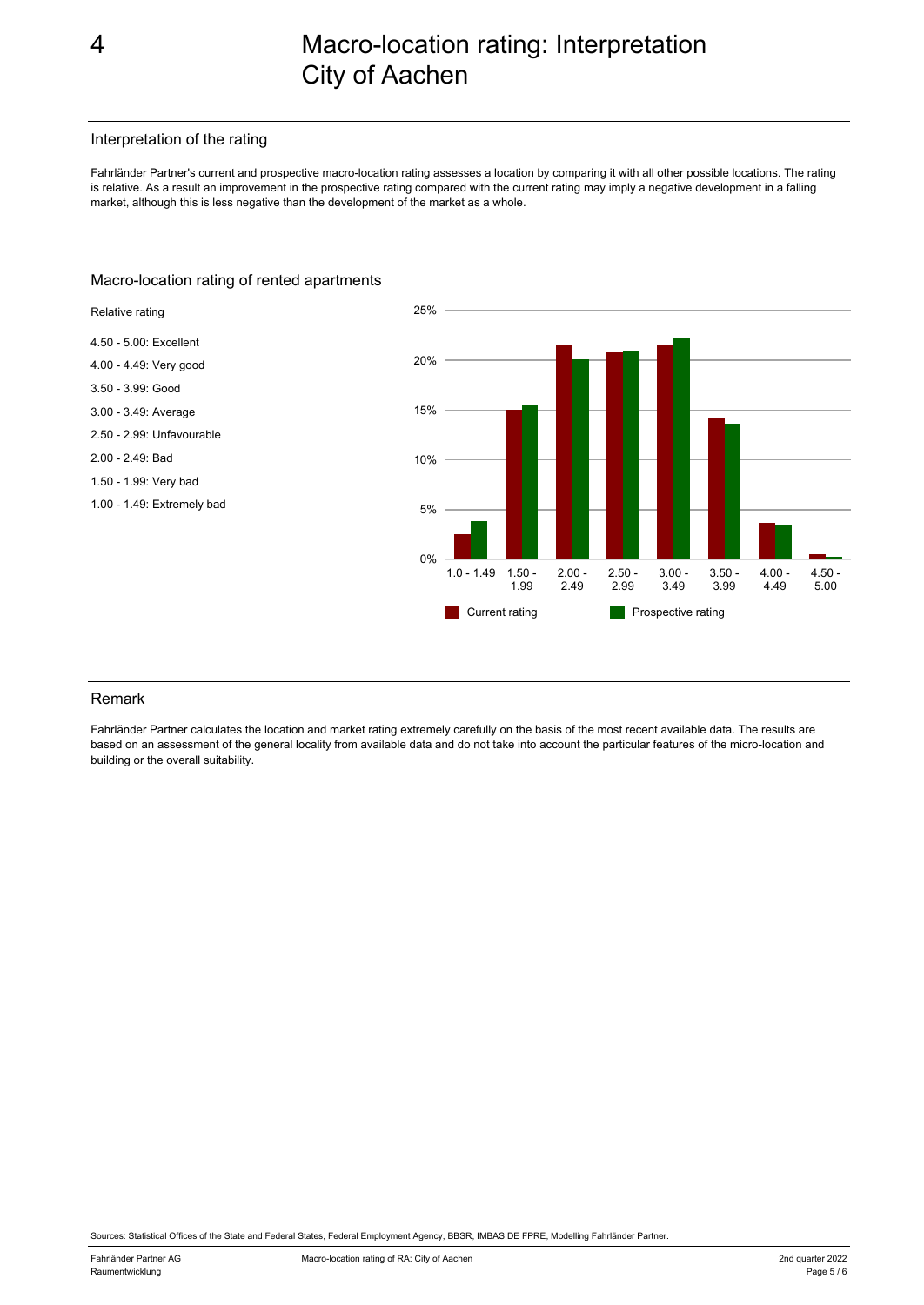# 4 Macro-location rating: Interpretation City of Aachen

## Interpretation of the rating

Fahrländer Partner's current and prospective macro-location rating assesses a location by comparing it with all other possible locations. The rating is relative. As a result an improvement in the prospective rating compared with the current rating may imply a negative development in a falling market, although this is less negative than the development of the market as a whole.

## Macro-location rating of rented apartments

Relative rating

4.50 - 5.00: Excellent

4.00 - 4.49: Very good

3.50 - 3.99: Good

3.00 - 3.49: Average

2.50 - 2.99: Unfavourable

2.00 - 2.49: Bad

1.50 - 1.99: Very bad

1.00 - 1.49: Extremely bad

| Rating | Current rating | Prospective rating |
|---|---|---|
| 1.0 - 1.49 | ~2.5% | ~3.8% |
| 1.50 - 1.99 | ~15% | ~15.6% |
| 2.00 - 2.49 | ~21.5% | ~20.2% |
| 2.50 - 2.99 | ~20.8% | ~20.9% |
| 3.00 - 3.49 | ~21.6% | ~22.2% |
| 3.50 - 3.99 | ~14.2% | ~13.6% |
| 4.00 - 4.49 | ~3.7% | ~3.4% |
| 4.50 - 5.00 | ~0.5% | ~0.3% |

## Remark

Fahrländer Partner calculates the location and market rating extremely carefully on the basis of the most recent available data. The results are based on an assessment of the general locality from available data and do not take into account the particular features of the micro-location and building or the overall suitability.

Sources: Statistical Offices of the State and Federal States, Federal Employment Agency, BBSR, IMBAS DE FPRE, Modelling Fahrländer Partner.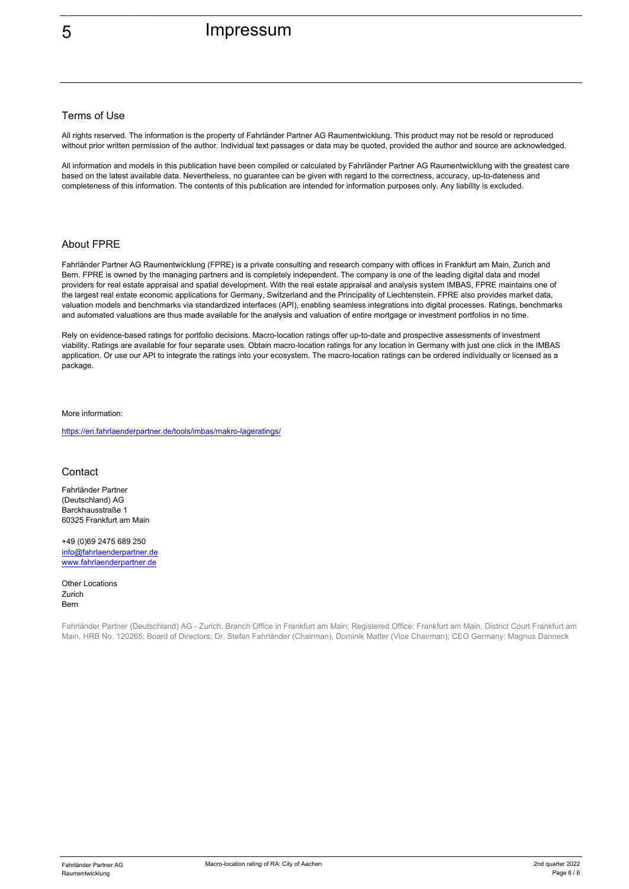# 5 Impressum

## Terms of Use

All rights reserved. The information is the property of Fahrländer Partner AG Raumentwicklung. This product may not be resold or reproduced without prior written permission of the author. Individual text passages or data may be quoted, provided the author and source are acknowledged.

All information and models in this publication have been compiled or calculated by Fahrländer Partner AG Raumentwicklung with the greatest care based on the latest available data. Nevertheless, no guarantee can be given with regard to the correctness, accuracy, up-to-dateness and completeness of this information. The contents of this publication are intended for information purposes only. Any liability is excluded.

## About FPRE

Fahrländer Partner AG Raumentwicklung (FPRE) is a private consulting and research company with offices in Frankfurt am Main, Zurich and Bern. FPRE is owned by the managing partners and is completely independent. The company is one of the leading digital data and model providers for real estate appraisal and spatial development. With the real estate appraisal and analysis system IMBAS, FPRE maintains one of the largest real estate economic applications for Germany, Switzerland and the Principality of Liechtenstein. FPRE also provides market data, valuation models and benchmarks via standardized interfaces (API), enabling seamless integrations into digital processes. Ratings, benchmarks and automated valuations are thus made available for the analysis and valuation of entire mortgage or investment portfolios in no time.

Rely on evidence-based ratings for portfolio decisions. Macro-location ratings offer up-to-date and prospective assessments of investment viability. Ratings are available for four separate uses. Obtain macro-location ratings for any location in Germany with just one click in the IMBAS application. Or use our API to integrate the ratings into your ecosystem. The macro-location ratings can be ordered individually or licensed as a package.

More information:

https://en.fahrlaenderpartner.de/tools/imbas/makro-lageratings/

## Contact

Fahrländer Partner
(Deutschland) AG
Barckhausstraße 1
60325 Frankfurt am Main

+49 (0)69 2475 689 250
info@fahrlaenderpartner.de
www.fahrlaenderpartner.de

Other Locations
Zurich
Bern

Fahrländer Partner (Deutschland) AG - Zurich, Branch Office in Frankfurt am Main; Registered Office: Frankfurt am Main, District Court Frankfurt am Main, HRB No. 120265; Board of Directors: Dr. Stefan Fahrländer (Chairman), Dominik Matter (Vice Chairman); CEO Germany: Magnus Danneck